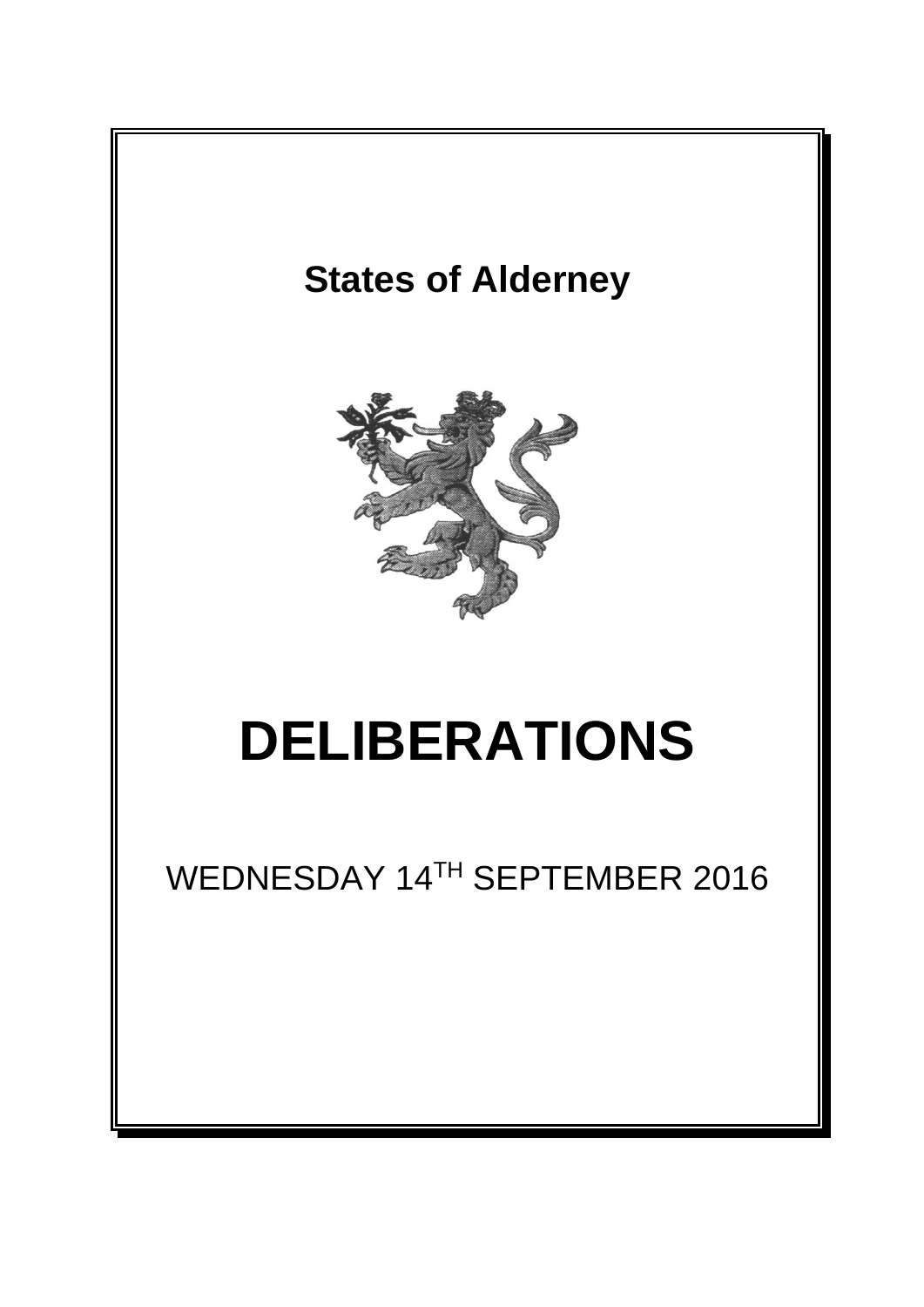# States of Alderney

# DELIBERATIONS

WEDNESDAY 14[TH] SEPTEMBER 2016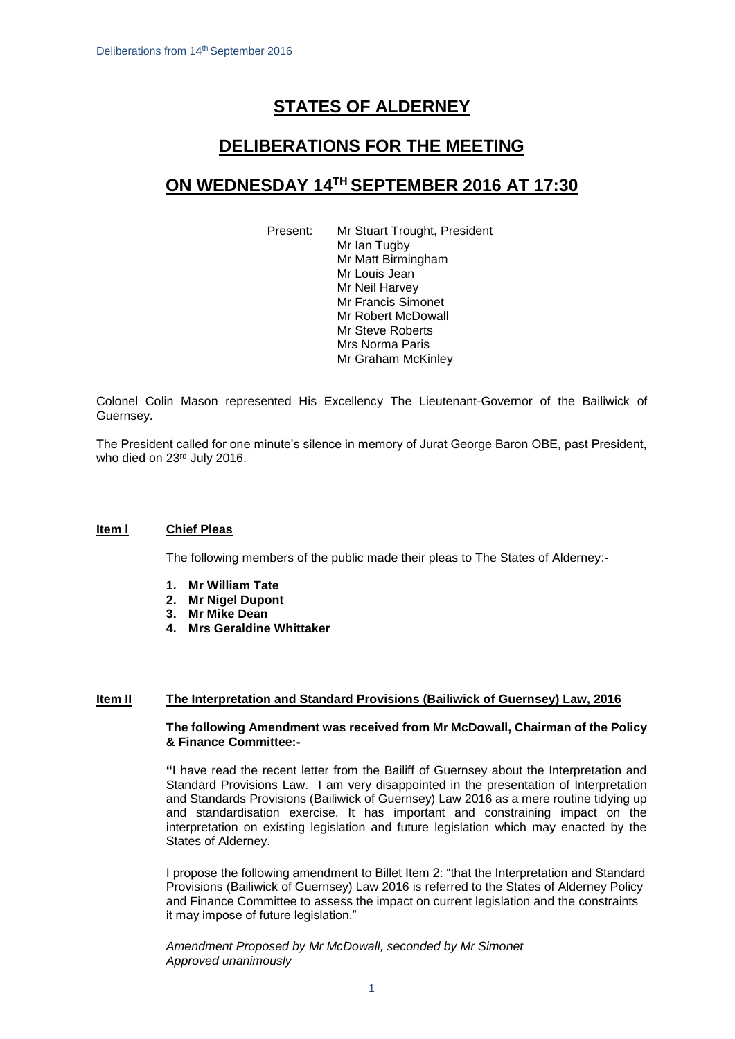# STATES OF ALDERNEY

## DELIBERATIONS FOR THE MEETING

## ON WEDNESDAY 14TH SEPTEMBER 2016 AT 17:30

Present: Mr Stuart Trought, President
Mr Ian Tugby
Mr Matt Birmingham
Mr Louis Jean
Mr Neil Harvey
Mr Francis Simonet
Mr Robert McDowall
Mr Steve Roberts
Mrs Norma Paris
Mr Graham McKinley

Colonel Colin Mason represented His Excellency The Lieutenant-Governor of the Bailiwick of Guernsey.

The President called for one minute's silence in memory of Jurat George Baron OBE, past President, who died on 23rd July 2016.

### Item I Chief Pleas

The following members of the public made their pleas to The States of Alderney:-

1. **Mr William Tate**
2. **Mr Nigel Dupont**
3. **Mr Mike Dean**
4. **Mrs Geraldine Whittaker**

### Item II The Interpretation and Standard Provisions (Bailiwick of Guernsey) Law, 2016

**The following Amendment was received from Mr McDowall, Chairman of the Policy & Finance Committee:-**

**"**I have read the recent letter from the Bailiff of Guernsey about the Interpretation and Standard Provisions Law. I am very disappointed in the presentation of Interpretation and Standards Provisions (Bailiwick of Guernsey) Law 2016 as a mere routine tidying up and standardisation exercise. It has important and constraining impact on the interpretation on existing legislation and future legislation which may enacted by the States of Alderney.

I propose the following amendment to Billet Item 2: "that the Interpretation and Standard Provisions (Bailiwick of Guernsey) Law 2016 is referred to the States of Alderney Policy and Finance Committee to assess the impact on current legislation and the constraints it may impose of future legislation."

*Amendment Proposed by Mr McDowall, seconded by Mr Simonet*
*Approved unanimously*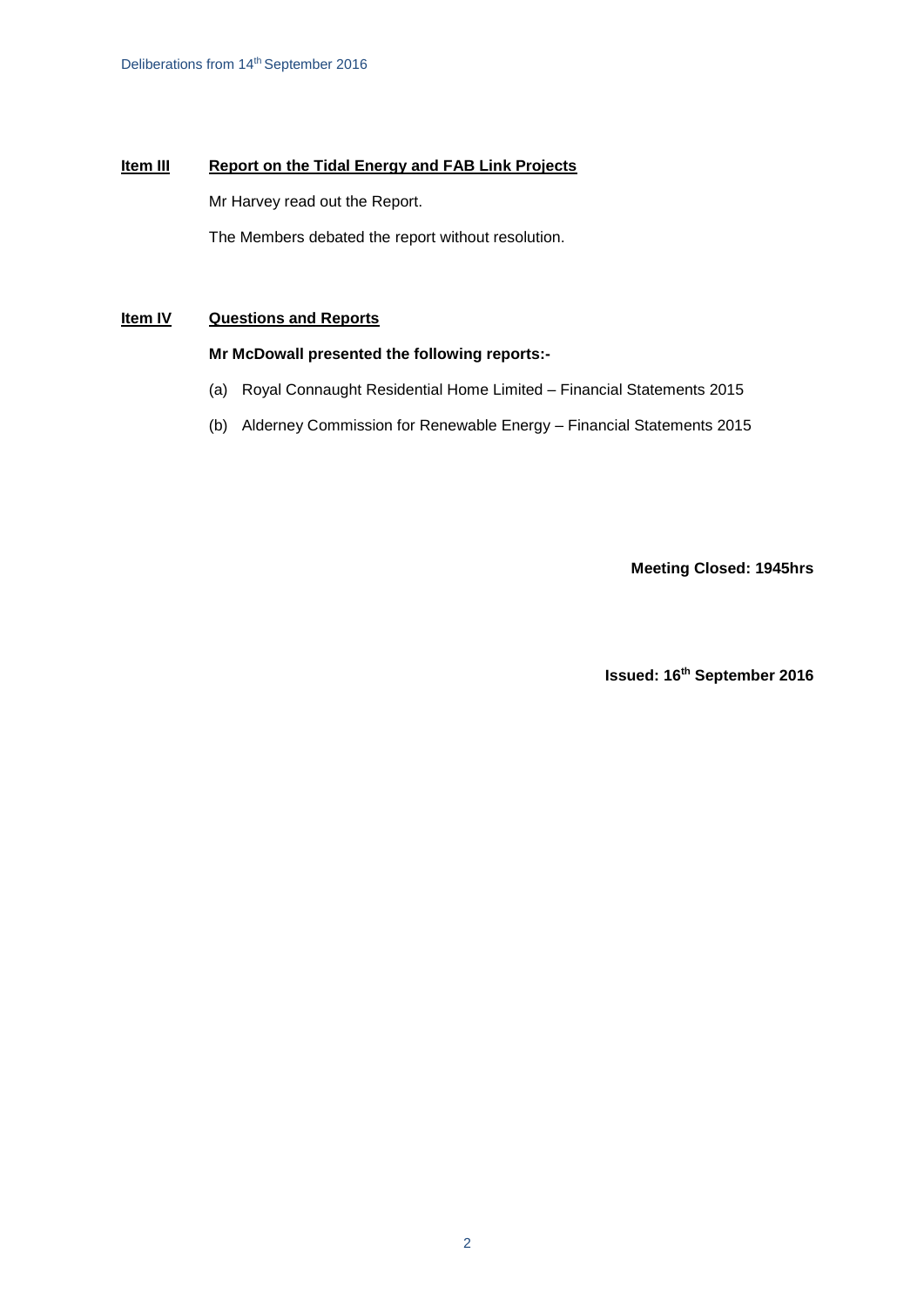**Item III** **Report on the Tidal Energy and FAB Link Projects**

Mr Harvey read out the Report.

The Members debated the report without resolution.

**Item IV** **Questions and Reports**

**Mr McDowall presented the following reports:-**

(a) Royal Connaught Residential Home Limited – Financial Statements 2015

(b) Alderney Commission for Renewable Energy – Financial Statements 2015

**Meeting Closed: 1945hrs**

**Issued: 16th September 2016**